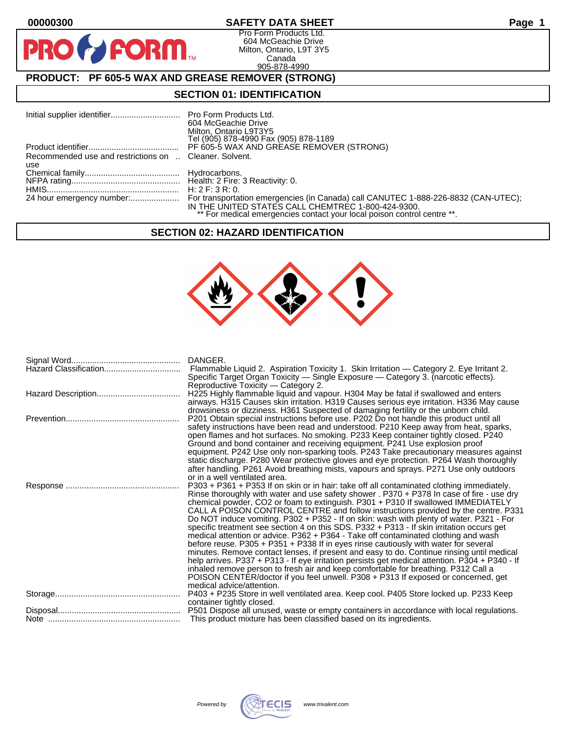# SAFETY DATA SHEET

00000300

Pro Form Products Ltd.
604 McGeachie Drive
Milton, Ontario, L9T 3Y5
Canada
905-878-4990

## PRODUCT: PF 605-5 WAX AND GREASE REMOVER (STRONG)

## SECTION 01: IDENTIFICATION

| | |
|---|---|
| Initial supplier identifier | Pro Form Products Ltd. 604 McGeachie Drive Milton, Ontario L9T3Y5 Tel (905) 878-4990 Fax (905) 878-1189 |
| Product identifier | PF 605-5 WAX AND GREASE REMOVER (STRONG) |
| Recommended use and restrictions on use | Cleaner. Solvent. |
| Chemical family | Hydrocarbons. |
| NFPA rating | Health: 2 Fire: 3 Reactivity: 0. |
| HMIS | H: 2 F: 3 R: 0. |
| 24 hour emergency number: | For transportation emergencies (in Canada) call CANUTEC 1-888-226-8832 (CAN-UTEC); IN THE UNITED STATES CALL CHEMTREC 1-800-424-9300. ** For medical emergencies contact your local poison control centre **. |

## SECTION 02: HAZARD IDENTIFICATION

| | |
|---|---|
| Signal Word | DANGER. |
| Hazard Classification | Flammable Liquid 2. Aspiration Toxicity 1. Skin Irritation — Category 2. Eye Irritant 2. Specific Target Organ Toxicity — Single Exposure — Category 3. (narcotic effects). Reproductive Toxicity — Category 2. |
| Hazard Description | H225 Highly flammable liquid and vapour. H304 May be fatal if swallowed and enters airways. H315 Causes skin irritation. H319 Causes serious eye irritation. H336 May cause drowsiness or dizziness. H361 Suspected of damaging fertility or the unborn child. |
| Prevention | P201 Obtain special instructions before use. P202 Do not handle this product until all safety instructions have been read and understood. P210 Keep away from heat, sparks, open flames and hot surfaces. No smoking. P233 Keep container tightly closed. P240 Ground and bond container and receiving equipment. P241 Use explosion proof equipment. P242 Use only non-sparking tools. P243 Take precautionary measures against static discharge. P280 Wear protective gloves and eye protection. P264 Wash thoroughly after handling. P261 Avoid breathing mists, vapours and sprays. P271 Use only outdoors or in a well ventilated area. |
| Response | P303 + P361 + P353 If on skin or in hair: take off all contaminated clothing immediately. Rinse thoroughly with water and use safety shower . P370 + P378 In case of fire - use dry chemical powder, CO2 or foam to extinguish. P301 + P310 If swallowed IMMEDIATELY CALL A POISON CONTROL CENTRE and follow instructions provided by the centre. P331 Do NOT induce vomiting. P302 + P352 - If on skin: wash with plenty of water. P321 - For specific treatment see section 4 on this SDS. P332 + P313 - If skin irritation occurs get medical attention or advice. P362 + P364 - Take off contaminated clothing and wash before reuse. P305 + P351 + P338 If in eyes rinse cautiously with water for several minutes. Remove contact lenses, if present and easy to do. Continue rinsing until medical help arrives. P337 + P313 - If eye irritation persists get medical attention. P304 + P340 - If inhaled remove person to fresh air and keep comfortable for breathing. P312 Call a POISON CENTER/doctor if you feel unwell. P308 + P313 If exposed or concerned, get medical advice/attention. |
| Storage | P403 + P235 Store in well ventilated area. Keep cool. P405 Store locked up. P233 Keep container tightly closed. |
| Disposal | P501 Dispose all unused, waste or empty containers in accordance with local regulations. |
| Note | This product mixture has been classified based on its ingredients. |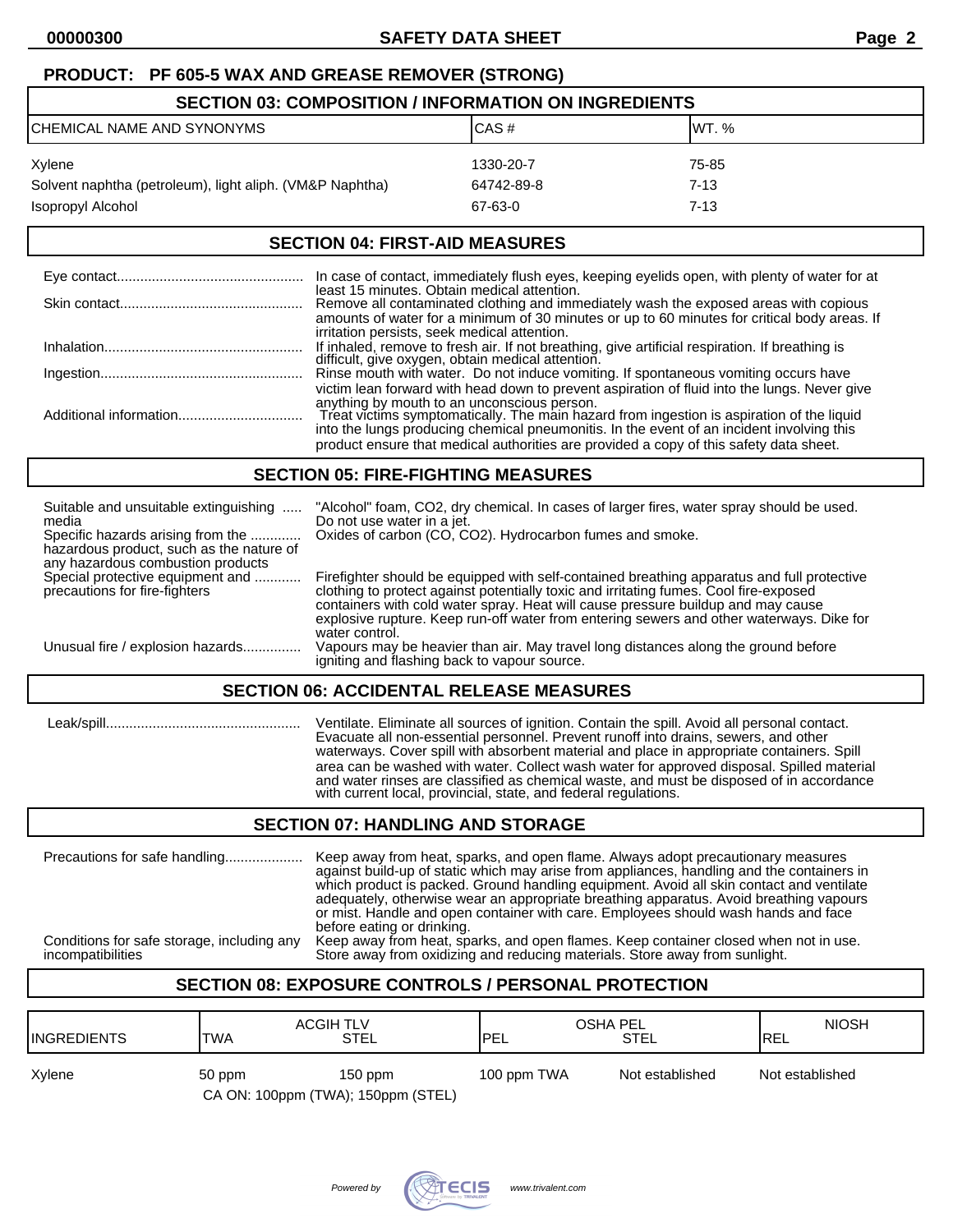**PRODUCT: PF 605-5 WAX AND GREASE REMOVER (STRONG)**

## SECTION 03: COMPOSITION / INFORMATION ON INGREDIENTS

| CHEMICAL NAME AND SYNONYMS | CAS # | WT. % |
|---|---|---|
| Xylene | 1330-20-7 | 75-85 |
| Solvent naphtha (petroleum), light aliph. (VM&P Naphtha) | 64742-89-8 | 7-13 |
| Isopropyl Alcohol | 67-63-0 | 7-13 |

## SECTION 04: FIRST-AID MEASURES

**Eye contact:** In case of contact, immediately flush eyes, keeping eyelids open, with plenty of water for at least 15 minutes. Obtain medical attention.

**Skin contact:** Remove all contaminated clothing and immediately wash the exposed areas with copious amounts of water for a minimum of 30 minutes or up to 60 minutes for critical body areas. If irritation persists, seek medical attention.

**Inhalation:** If inhaled, remove to fresh air. If not breathing, give artificial respiration. If breathing is difficult, give oxygen, obtain medical attention.

**Ingestion:** Rinse mouth with water. Do not induce vomiting. If spontaneous vomiting occurs have victim lean forward with head down to prevent aspiration of fluid into the lungs. Never give anything by mouth to an unconscious person.

**Additional information:** Treat victims symptomatically. The main hazard from ingestion is aspiration of the liquid into the lungs producing chemical pneumonitis. In the event of an incident involving this product ensure that medical authorities are provided a copy of this safety data sheet.

## SECTION 05: FIRE-FIGHTING MEASURES

**Suitable and unsuitable extinguishing media:** "Alcohol" foam, $CO_2$, dry chemical. In cases of larger fires, water spray should be used. Do not use water in a jet.

**Specific hazards arising from the hazardous product, such as the nature of any hazardous combustion products:** Oxides of carbon (CO, $CO_2$). Hydrocarbon fumes and smoke.

**Special protective equipment and precautions for fire-fighters:** Firefighter should be equipped with self-contained breathing apparatus and full protective clothing to protect against potentially toxic and irritating fumes. Cool fire-exposed containers with cold water spray. Heat will cause pressure buildup and may cause explosive rupture. Keep run-off water from entering sewers and other waterways. Dike for water control.

**Unusual fire / explosion hazards:** Vapours may be heavier than air. May travel long distances along the ground before igniting and flashing back to vapour source.

## SECTION 06: ACCIDENTAL RELEASE MEASURES

**Leak/spill:** Ventilate. Eliminate all sources of ignition. Contain the spill. Avoid all personal contact. Evacuate all non-essential personnel. Prevent runoff into drains, sewers, and other waterways. Cover spill with absorbent material and place in appropriate containers. Spill area can be washed with water. Collect wash water for approved disposal. Spilled material and water rinses are classified as chemical waste, and must be disposed of in accordance with current local, provincial, state, and federal regulations.

## SECTION 07: HANDLING AND STORAGE

**Precautions for safe handling:** Keep away from heat, sparks, and open flame. Always adopt precautionary measures against build-up of static which may arise from appliances, handling and the containers in which product is packed. Ground handling equipment. Avoid all skin contact and ventilate adequately, otherwise wear an appropriate breathing apparatus. Avoid breathing vapours or mist. Handle and open container with care. Employees should wash hands and face before eating or drinking.

**Conditions for safe storage, including any incompatibilities:** Keep away from heat, sparks, and open flames. Keep container closed when not in use. Store away from oxidizing and reducing materials. Store away from sunlight.

## SECTION 08: EXPOSURE CONTROLS / PERSONAL PROTECTION

| INGREDIENTS | ACGIH TLV TWA | ACGIH TLV STEL | OSHA PEL PEL | OSHA PEL STEL | NIOSH REL |
|---|---|---|---|---|---|
| Xylene | 50 ppm | 150 ppm | 100 ppm TWA | Not established | Not established |
| | CA ON: 100ppm (TWA); 150ppm (STEL) | | | | |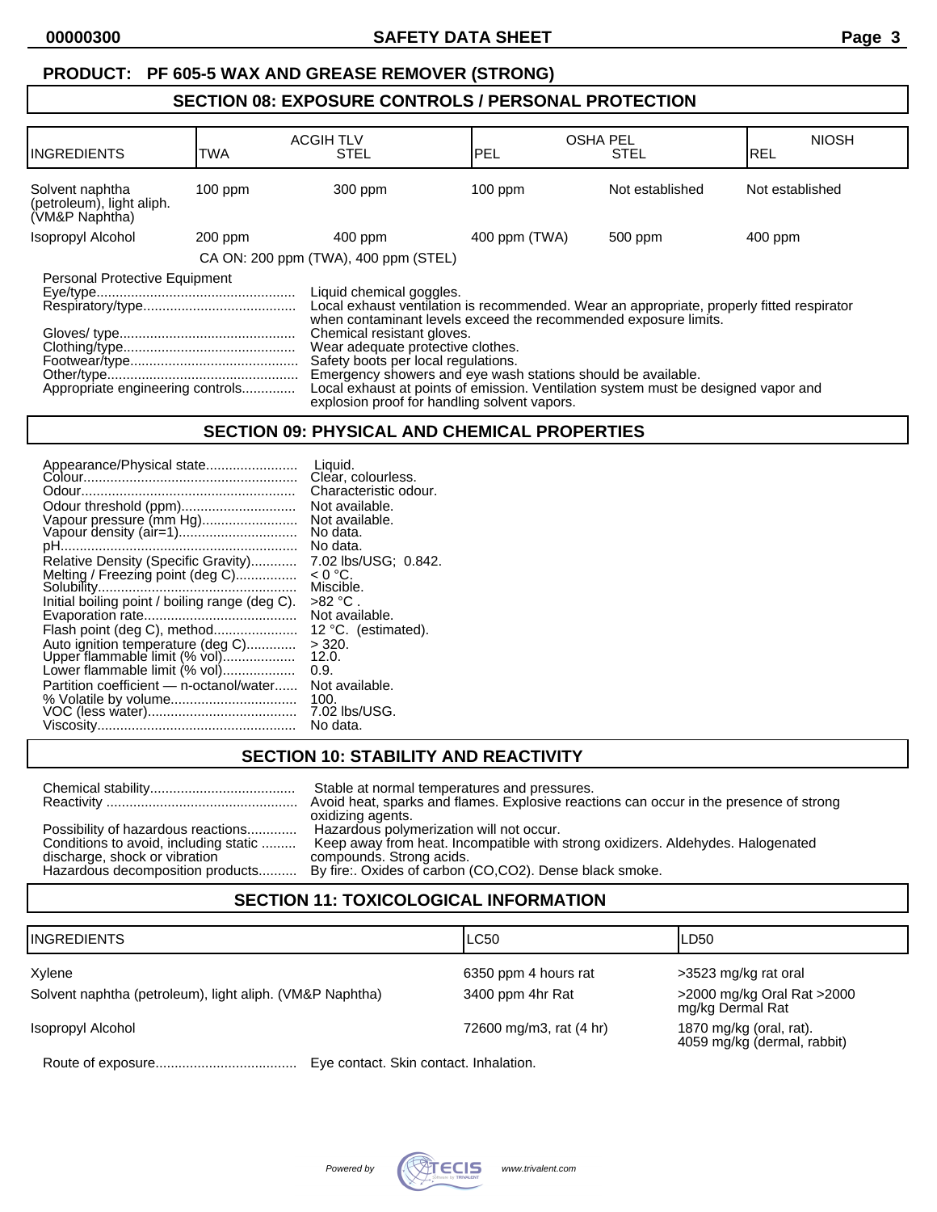**PRODUCT: PF 605-5 WAX AND GREASE REMOVER (STRONG)**

## SECTION 08: EXPOSURE CONTROLS / PERSONAL PROTECTION

| INGREDIENTS | ACGIH TLV TWA | ACGIH TLV STEL | OSHA PEL PEL | OSHA PEL STEL | NIOSH REL |
|---|---|---|---|---|---|
| Solvent naphtha (petroleum), light aliph. (VM&P Naphtha) | 100 ppm | 300 ppm | 100 ppm | Not established | Not established |
| Isopropyl Alcohol | 200 ppm | 400 ppm | 400 ppm (TWA) | 500 ppm | 400 ppm |
| | CA ON: 200 ppm (TWA), 400 ppm (STEL) | | | | |

Personal Protective Equipment

- Eye/type: Liquid chemical goggles.
- Respiratory/type: Local exhaust ventilation is recommended. Wear an appropriate, properly fitted respirator when contaminant levels exceed the recommended exposure limits.
- Gloves/ type: Chemical resistant gloves.
- Clothing/type: Wear adequate protective clothes.
- Footwear/type: Safety boots per local regulations.
- Other/type: Emergency showers and eye wash stations should be available.
- Appropriate engineering controls: Local exhaust at points of emission. Ventilation system must be designed vapor and explosion proof for handling solvent vapors.

## SECTION 09: PHYSICAL AND CHEMICAL PROPERTIES

- Appearance/Physical state: Liquid.
- Colour: Clear, colourless.
- Odour: Characteristic odour.
- Odour threshold (ppm): Not available.
- Vapour pressure (mm Hg): Not available.
- Vapour density (air=1): No data.
- pH: No data.
- Relative Density (Specific Gravity): 7.02 lbs/USG; 0.842.
- Melting / Freezing point (deg C): < 0 °C.
- Solubility: Miscible.
- Initial boiling point / boiling range (deg C): >82 °C .
- Evaporation rate: Not available.
- Flash point (deg C), method: 12 °C. (estimated).
- Auto ignition temperature (deg C): > 320.
- Upper flammable limit (% vol): 12.0.
- Lower flammable limit (% vol): 0.9.
- Partition coefficient — n-octanol/water: Not available.
- % Volatile by volume: 100.
- VOC (less water): 7.02 lbs/USG.
- Viscosity: No data.

## SECTION 10: STABILITY AND REACTIVITY

- Chemical stability: Stable at normal temperatures and pressures.
- Reactivity: Avoid heat, sparks and flames. Explosive reactions can occur in the presence of strong oxidizing agents.
- Possibility of hazardous reactions: Hazardous polymerization will not occur.
- Conditions to avoid, including static discharge, shock or vibration: Keep away from heat. Incompatible with strong oxidizers. Aldehydes. Halogenated compounds. Strong acids.
- Hazardous decomposition products: By fire:. Oxides of carbon (CO,CO2). Dense black smoke.

## SECTION 11: TOXICOLOGICAL INFORMATION

| INGREDIENTS | LC50 | LD50 |
|---|---|---|
| Xylene | 6350 ppm 4 hours rat | >3523 mg/kg rat oral |
| Solvent naphtha (petroleum), light aliph. (VM&P Naphtha) | 3400 ppm 4hr Rat | >2000 mg/kg Oral Rat >2000 mg/kg Dermal Rat |
| Isopropyl Alcohol | 72600 mg/m3, rat (4 hr) | 1870 mg/kg (oral, rat). 4059 mg/kg (dermal, rabbit) |

- Route of exposure: Eye contact. Skin contact. Inhalation.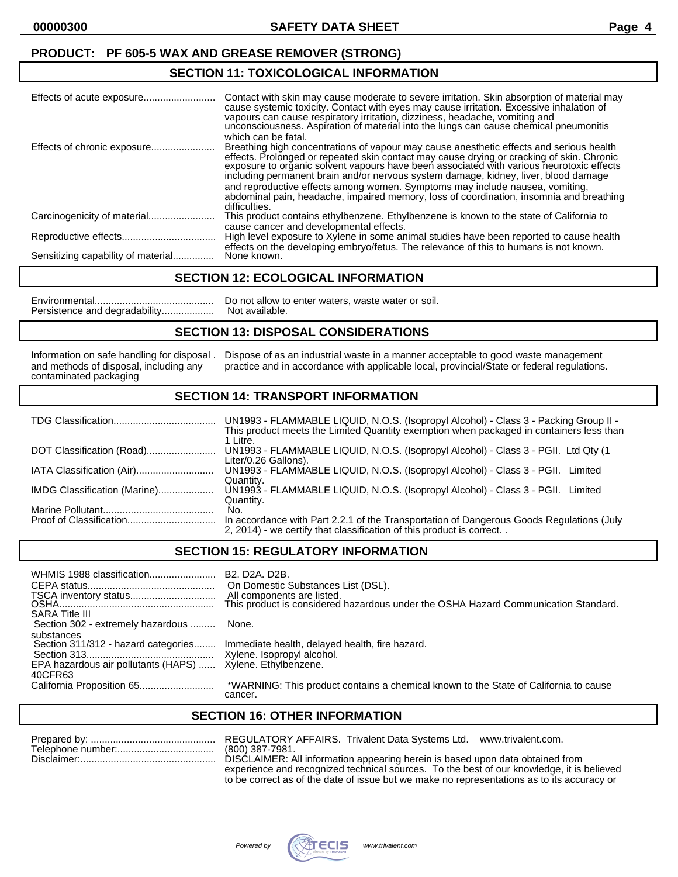**PRODUCT: PF 605-5 WAX AND GREASE REMOVER (STRONG)**

## SECTION 11: TOXICOLOGICAL INFORMATION

| | |
|---|---|
| Effects of acute exposure | Contact with skin may cause moderate to severe irritation. Skin absorption of material may cause systemic toxicity. Contact with eyes may cause irritation. Excessive inhalation of vapours can cause respiratory irritation, dizziness, headache, vomiting and unconsciousness. Aspiration of material into the lungs can cause chemical pneumonitis which can be fatal. |
| Effects of chronic exposure | Breathing high concentrations of vapour may cause anesthetic effects and serious health effects. Prolonged or repeated skin contact may cause drying or cracking of skin. Chronic exposure to organic solvent vapours have been associated with various neurotoxic effects including permanent brain and/or nervous system damage, kidney, liver, blood damage and reproductive effects among women. Symptoms may include nausea, vomiting, abdominal pain, headache, impaired memory, loss of coordination, insomnia and breathing difficulties. |
| Carcinogenicity of material | This product contains ethylbenzene. Ethylbenzene is known to the state of California to cause cancer and developmental effects. |
| Reproductive effects | High level exposure to Xylene in some animal studies have been reported to cause health effects on the developing embryo/fetus. The relevance of this to humans is not known. |
| Sensitizing capability of material | None known. |

## SECTION 12: ECOLOGICAL INFORMATION

| | |
|---|---|
| Environmental | Do not allow to enter waters, waste water or soil. |
| Persistence and degradability | Not available. |

## SECTION 13: DISPOSAL CONSIDERATIONS

| | |
|---|---|
| Information on safe handling for disposal and methods of disposal, including any contaminated packaging | Dispose of as an industrial waste in a manner acceptable to good waste management practice and in accordance with applicable local, provincial/State or federal regulations. |

## SECTION 14: TRANSPORT INFORMATION

| | |
|---|---|
| TDG Classification | UN1993 - FLAMMABLE LIQUID, N.O.S. (Isopropyl Alcohol) - Class 3 - Packing Group II - This product meets the Limited Quantity exemption when packaged in containers less than 1 Litre. |
| DOT Classification (Road) | UN1993 - FLAMMABLE LIQUID, N.O.S. (Isopropyl Alcohol) - Class 3 - PGII. Ltd Qty (1 Liter/0.26 Gallons). |
| IATA Classification (Air) | UN1993 - FLAMMABLE LIQUID, N.O.S. (Isopropyl Alcohol) - Class 3 - PGII. Limited Quantity. |
| IMDG Classification (Marine) | UN1993 - FLAMMABLE LIQUID, N.O.S. (Isopropyl Alcohol) - Class 3 - PGII. Limited Quantity. |
| Marine Pollutant | No. |
| Proof of Classification | In accordance with Part 2.2.1 of the Transportation of Dangerous Goods Regulations (July 2, 2014) - we certify that classification of this product is correct. . |

## SECTION 15: REGULATORY INFORMATION

| | |
|---|---|
| WHMIS 1988 classification | B2. D2A. D2B. |
| CEPA status | On Domestic Substances List (DSL). |
| TSCA inventory status | All components are listed. |
| OSHA | This product is considered hazardous under the OSHA Hazard Communication Standard. |
| SARA Title III | |
| Section 302 - extremely hazardous substances | None. |
| Section 311/312 - hazard categories | Immediate health, delayed health, fire hazard. |
| Section 313 | Xylene. Isopropyl alcohol. |
| EPA hazardous air pollutants (HAPS) 40CFR63 | Xylene. Ethylbenzene. |
| California Proposition 65 | *WARNING: This product contains a chemical known to the State of California to cause cancer. |

## SECTION 16: OTHER INFORMATION

| | |
|---|---|
| Prepared by: | REGULATORY AFFAIRS. Trivalent Data Systems Ltd. www.trivalent.com. |
| Telephone number: | (800) 387-7981. |
| Disclaimer: | DISCLAIMER: All information appearing herein is based upon data obtained from experience and recognized technical sources. To the best of our knowledge, it is believed to be correct as of the date of issue but we make no representations as to its accuracy or |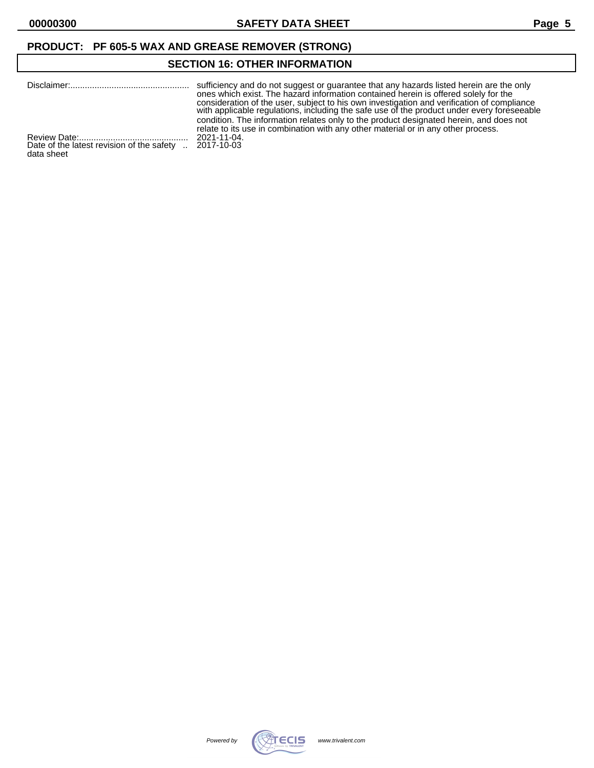## PRODUCT: PF 605-5 WAX AND GREASE REMOVER (STRONG)

## SECTION 16: OTHER INFORMATION

| | |
|---|---|
| Disclaimer:................................................ | sufficiency and do not suggest or guarantee that any hazards listed herein are the only ones which exist. The hazard information contained herein is offered solely for the consideration of the user, subject to his own investigation and verification of compliance with applicable regulations, including the safe use of the product under every foreseeable condition. The information relates only to the product designated herein, and does not relate to its use in combination with any other material or in any other process. |
| Review Date:............................................ | 2021-11-04. |
| Date of the latest revision of the safety .. data sheet | 2017-10-03 |